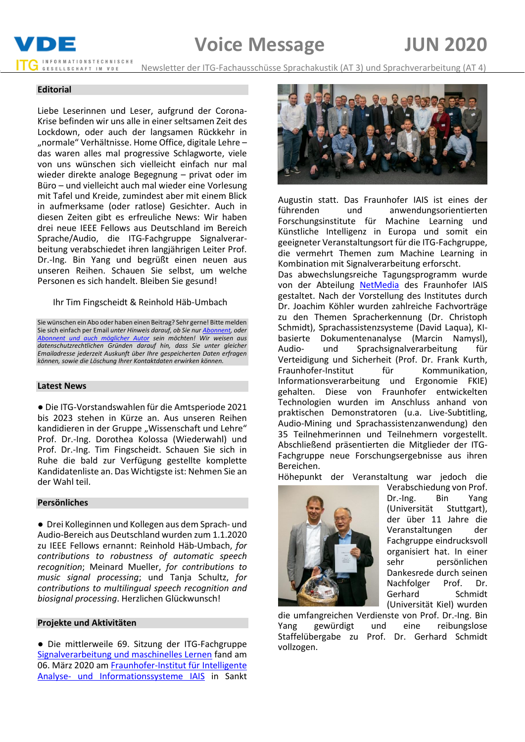# Voice Message

**JUN 2020**

Newsletter der ITG-Fachausschüsse Sprachakustik (AT 3) und Sprachverarbeitung (AT 4)

## Editorial

Liebe Leserinnen und Leser, aufgrund der Corona-Krise befinden wir uns alle in einer seltsamen Zeit des Lockdown, oder auch der langsamen Rückkehr in „normale" Verhältnisse. Home Office, digitale Lehre – das waren alles mal progressive Schlagworte, viele von uns wünschen sich vielleicht einfach nur mal wieder direkte analoge Begegnung – privat oder im Büro – und vielleicht auch mal wieder eine Vorlesung mit Tafel und Kreide, zumindest aber mit einem Blick in aufmerksame (oder ratlose) Gesichter. Auch in diesen Zeiten gibt es erfreuliche News: Wir haben drei neue IEEE Fellows aus Deutschland im Bereich Sprache/Audio, die ITG-Fachgruppe Signalverarbeitung verabschiedet ihren langjährigen Leiter Prof. Dr.-Ing. Bin Yang und begrüßt einen neuen aus unseren Reihen. Schauen Sie selbst, um welche Personen es sich handelt. Bleiben Sie gesund!

Ihr Tim Fingscheidt & Reinhold Häb-Umbach

Sie wünschen ein Abo oder haben einen Beitrag? Sehr gerne! Bitte melden Sie sich einfach per Email *unter Hinweis darauf, ob Sie nur Abonnent, oder Abonnent und auch möglicher Autor sein möchten! Wir weisen aus datenschutzrechtlichen Gründen darauf hin, dass Sie unter gleicher Emailadresse jederzeit Auskunft über Ihre gespeicherten Daten erfragen können, sowie die Löschung Ihrer Kontaktdaten erwirken können.*

## Latest News

● Die ITG-Vorstandswahlen für die Amtsperiode 2021 bis 2023 stehen in Kürze an. Aus unseren Reihen kandidieren in der Gruppe „Wissenschaft und Lehre" Prof. Dr.-Ing. Dorothea Kolossa (Wiederwahl) und Prof. Dr.-Ing. Tim Fingscheidt. Schauen Sie sich in Ruhe die bald zur Verfügung gestellte komplette Kandidatenliste an. Das Wichtigste ist: Nehmen Sie an der Wahl teil.

## Persönliches

● Drei Kolleginnen und Kollegen aus dem Sprach- und Audio-Bereich aus Deutschland wurden zum 1.1.2020 zu IEEE Fellows ernannt: Reinhold Häb-Umbach, *for contributions to robustness of automatic speech recognition*; Meinard Mueller, *for contributions to music signal processing*; und Tanja Schultz, *for contributions to multilingual speech recognition and biosignal processing*. Herzlichen Glückwunsch!

## Projekte und Aktivitäten

● Die mittlerweile 69. Sitzung der ITG-Fachgruppe Signalverarbeitung und maschinelles Lernen fand am 06. März 2020 am Fraunhofer-Institut für Intelligente Analyse- und Informationssysteme IAIS in Sankt Augustin statt. Das Fraunhofer IAIS ist eines der führenden und anwendungsorientierten Forschungsinstitute für Machine Learning und Künstliche Intelligenz in Europa und somit ein geeigneter Veranstaltungsort für die ITG-Fachgruppe, die vermehrt Themen zum Machine Learning in Kombination mit Signalverarbeitung erforscht.
Das abwechslungsreiche Tagungsprogramm wurde von der Abteilung NetMedia des Fraunhofer IAIS gestaltet. Nach der Vorstellung des Institutes durch Dr. Joachim Köhler wurden zahlreiche Fachvorträge zu den Themen Spracherkennung (Dr. Christoph Schmidt), Sprachassistenzsysteme (David Laqua), KI-basierte Dokumentenanalyse (Marcin Namysl), Audio- und Sprachsignalverarbeitung für Verteidigung und Sicherheit (Prof. Dr. Frank Kurth, Fraunhofer-Institut für Kommunikation, Informationsverarbeitung und Ergonomie FKIE) gehalten. Diese von Fraunhofer entwickelten Technologien wurden im Anschluss anhand von praktischen Demonstratoren (u.a. Live-Subtitling, Audio-Mining und Sprachassistenzanwendung) den 35 Teilnehmerinnen und Teilnehmern vorgestellt. Abschließend präsentierten die Mitglieder der ITG-Fachgruppe neue Forschungsergebnisse aus ihren Bereichen.
Höhepunkt der Veranstaltung war jedoch die Verabschiedung von Prof. Dr.-Ing. Bin Yang (Universität Stuttgart), der über 11 Jahre die Veranstaltungen der Fachgruppe eindrucksvoll organisiert hat. In einer sehr persönlichen Dankesrede durch seinen Nachfolger Prof. Dr. Gerhard Schmidt (Universität Kiel) wurden die umfangreichen Verdienste von Prof. Dr.-Ing. Bin Yang gewürdigt und eine reibungslose Staffelübergabe zu Prof. Dr. Gerhard Schmidt vollzogen.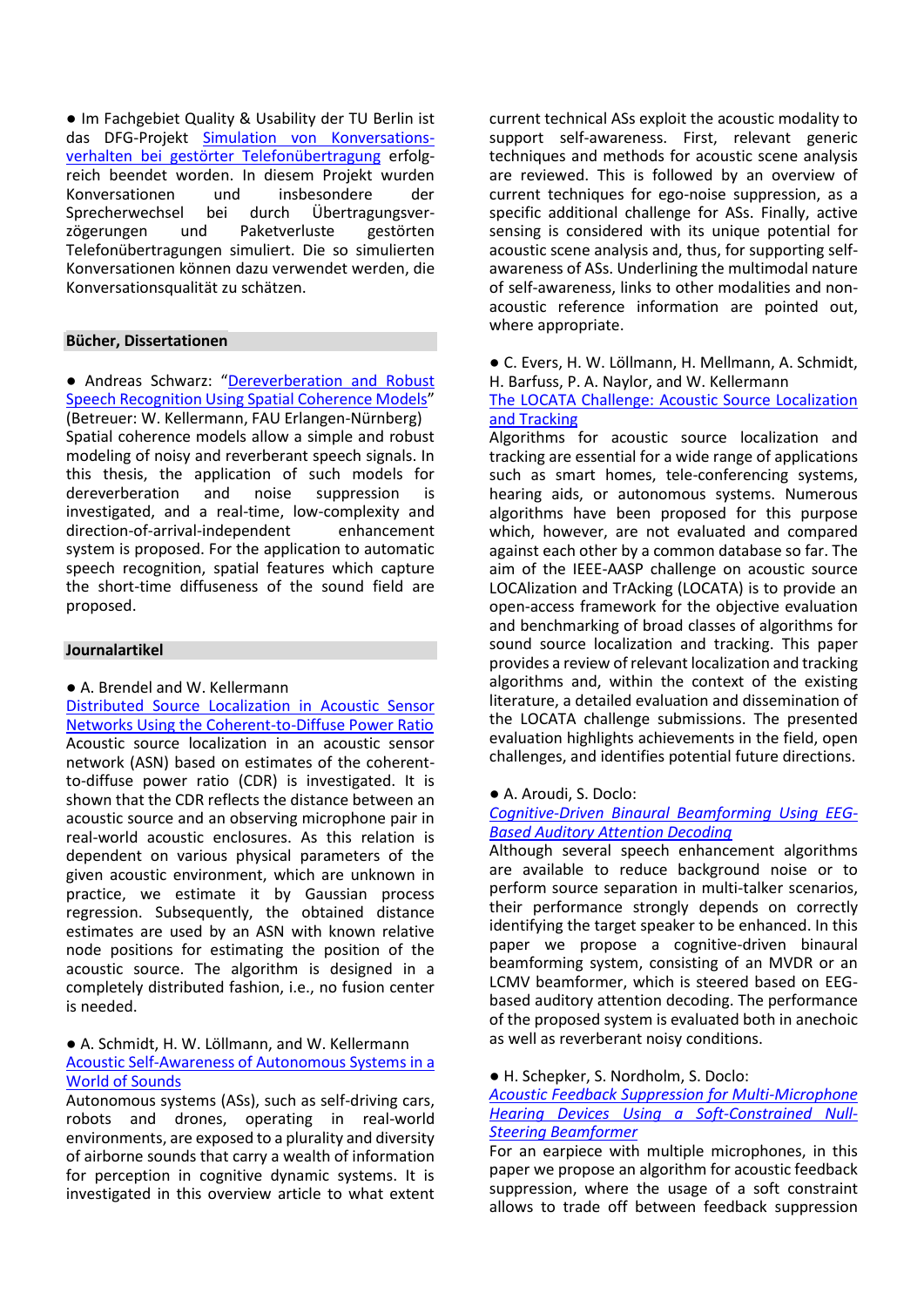● Im Fachgebiet Quality & Usability der TU Berlin ist das DFG-Projekt Simulation von Konversationsverhalten bei gestörter Telefonübertragung erfolgreich beendet worden. In diesem Projekt wurden Konversationen und insbesondere der Sprecherwechsel bei durch Übertragungsverzögerungen und Paketverluste gestörten Telefonübertragungen simuliert. Die so simulierten Konversationen können dazu verwendet werden, die Konversationsqualität zu schätzen.

## Bücher, Dissertationen

● Andreas Schwarz: "Dereverberation and Robust Speech Recognition Using Spatial Coherence Models" (Betreuer: W. Kellermann, FAU Erlangen-Nürnberg)
Spatial coherence models allow a simple and robust modeling of noisy and reverberant speech signals. In this thesis, the application of such models for dereverberation and noise suppression is investigated, and a real-time, low-complexity and direction-of-arrival-independent enhancement system is proposed. For the application to automatic speech recognition, spatial features which capture the short-time diffuseness of the sound field are proposed.

## Journalartikel

● A. Brendel and W. Kellermann
Distributed Source Localization in Acoustic Sensor Networks Using the Coherent-to-Diffuse Power Ratio
Acoustic source localization in an acoustic sensor network (ASN) based on estimates of the coherent-to-diffuse power ratio (CDR) is investigated. It is shown that the CDR reflects the distance between an acoustic source and an observing microphone pair in real-world acoustic enclosures. As this relation is dependent on various physical parameters of the given acoustic environment, which are unknown in practice, we estimate it by Gaussian process regression. Subsequently, the obtained distance estimates are used by an ASN with known relative node positions for estimating the position of the acoustic source. The algorithm is designed in a completely distributed fashion, i.e., no fusion center is needed.

● A. Schmidt, H. W. Löllmann, and W. Kellermann
Acoustic Self-Awareness of Autonomous Systems in a World of Sounds
Autonomous systems (ASs), such as self-driving cars, robots and drones, operating in real-world environments, are exposed to a plurality and diversity of airborne sounds that carry a wealth of information for perception in cognitive dynamic systems. It is investigated in this overview article to what extent current technical ASs exploit the acoustic modality to support self-awareness. First, relevant generic techniques and methods for acoustic scene analysis are reviewed. This is followed by an overview of current techniques for ego-noise suppression, as a specific additional challenge for ASs. Finally, active sensing is considered with its unique potential for acoustic scene analysis and, thus, for supporting self-awareness of ASs. Underlining the multimodal nature of self-awareness, links to other modalities and non-acoustic reference information are pointed out, where appropriate.

● C. Evers, H. W. Löllmann, H. Mellmann, A. Schmidt, H. Barfuss, P. A. Naylor, and W. Kellermann
The LOCATA Challenge: Acoustic Source Localization and Tracking
Algorithms for acoustic source localization and tracking are essential for a wide range of applications such as smart homes, tele-conferencing systems, hearing aids, or autonomous systems. Numerous algorithms have been proposed for this purpose which, however, are not evaluated and compared against each other by a common database so far. The aim of the IEEE-AASP challenge on acoustic source LOCAlization and TrAcking (LOCATA) is to provide an open-access framework for the objective evaluation and benchmarking of broad classes of algorithms for sound source localization and tracking. This paper provides a review of relevant localization and tracking algorithms and, within the context of the existing literature, a detailed evaluation and dissemination of the LOCATA challenge submissions. The presented evaluation highlights achievements in the field, open challenges, and identifies potential future directions.

● A. Aroudi, S. Doclo:
*Cognitive-Driven Binaural Beamforming Using EEG-Based Auditory Attention Decoding*
Although several speech enhancement algorithms are available to reduce background noise or to perform source separation in multi-talker scenarios, their performance strongly depends on correctly identifying the target speaker to be enhanced. In this paper we propose a cognitive-driven binaural beamforming system, consisting of an MVDR or an LCMV beamformer, which is steered based on EEG-based auditory attention decoding. The performance of the proposed system is evaluated both in anechoic as well as reverberant noisy conditions.

● H. Schepker, S. Nordholm, S. Doclo:
*Acoustic Feedback Suppression for Multi-Microphone Hearing Devices Using a Soft-Constrained Null-Steering Beamformer*
For an earpiece with multiple microphones, in this paper we propose an algorithm for acoustic feedback suppression, where the usage of a soft constraint allows to trade off between feedback suppression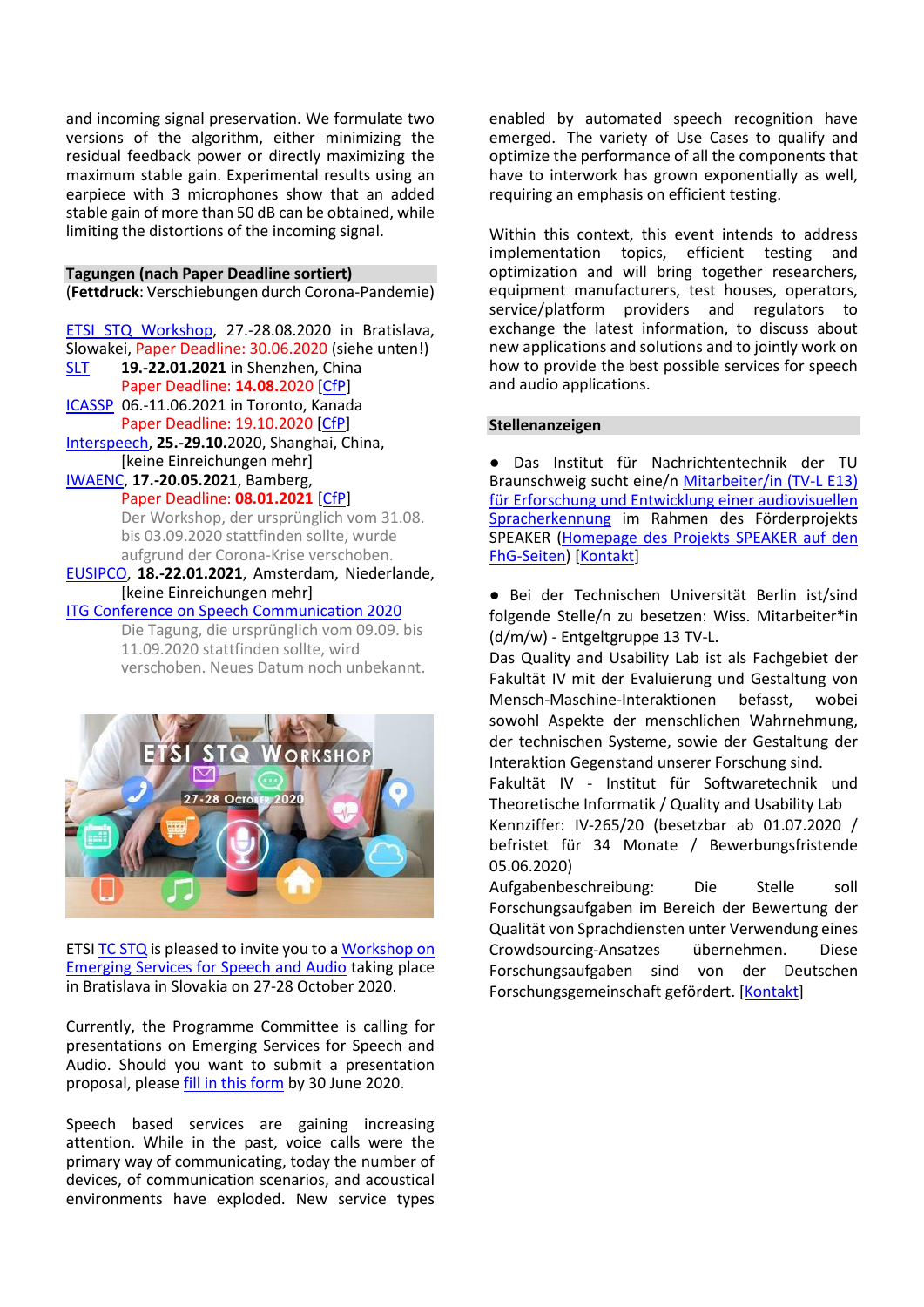and incoming signal preservation. We formulate two versions of the algorithm, either minimizing the residual feedback power or directly maximizing the maximum stable gain. Experimental results using an earpiece with 3 microphones show that an added stable gain of more than 50 dB can be obtained, while limiting the distortions of the incoming signal.

## Tagungen (nach Paper Deadline sortiert)

(**Fettdruck**: Verschiebungen durch Corona-Pandemie)

ETSI STQ Workshop, 27.-28.08.2020 in Bratislava, Slowakei, Paper Deadline: 30.06.2020 (siehe unten!)

SLT **19.-22.01.2021** in Shenzhen, China
Paper Deadline: **14.08.**2020 [CfP]

ICASSP 06.-11.06.2021 in Toronto, Kanada
Paper Deadline: 19.10.2020 [CfP]

Interspeech, **25.-29.10.**2020, Shanghai, China,
[keine Einreichungen mehr]

IWAENC, **17.-20.05.2021**, Bamberg,
Paper Deadline: **08.01.2021** [CfP]
Der Workshop, der ursprünglich vom 31.08. bis 03.09.2020 stattfinden sollte, wurde aufgrund der Corona-Krise verschoben.

EUSIPCO, **18.-22.01.2021**, Amsterdam, Niederlande,
[keine Einreichungen mehr]

ITG Conference on Speech Communication 2020
Die Tagung, die ursprünglich vom 09.09. bis 11.09.2020 stattfinden sollte, wird verschoben. Neues Datum noch unbekannt.

ETSI TC STQ is pleased to invite you to a Workshop on Emerging Services for Speech and Audio taking place in Bratislava in Slovakia on 27-28 October 2020.

Currently, the Programme Committee is calling for presentations on Emerging Services for Speech and Audio. Should you want to submit a presentation proposal, please fill in this form by 30 June 2020.

Speech based services are gaining increasing attention. While in the past, voice calls were the primary way of communicating, today the number of devices, of communication scenarios, and acoustical environments have exploded. New service types enabled by automated speech recognition have emerged. The variety of Use Cases to qualify and optimize the performance of all the components that have to interwork has grown exponentially as well, requiring an emphasis on efficient testing.

Within this context, this event intends to address implementation topics, efficient testing and optimization and will bring together researchers, equipment manufacturers, test houses, operators, service/platform providers and regulators to exchange the latest information, to discuss about new applications and solutions and to jointly work on how to provide the best possible services for speech and audio applications.

## Stellenanzeigen

● Das Institut für Nachrichtentechnik der TU Braunschweig sucht eine/n Mitarbeiter/in (TV-L E13) für Erforschung und Entwicklung einer audiovisuellen Spracherkennung im Rahmen des Förderprojekts SPEAKER (Homepage des Projekts SPEAKER auf den FhG-Seiten) [Kontakt]

● Bei der Technischen Universität Berlin ist/sind folgende Stelle/n zu besetzen: Wiss. Mitarbeiter*in (d/m/w) - Entgeltgruppe 13 TV-L.
Das Quality and Usability Lab ist als Fachgebiet der Fakultät IV mit der Evaluierung und Gestaltung von Mensch-Maschine-Interaktionen befasst, wobei sowohl Aspekte der menschlichen Wahrnehmung, der technischen Systeme, sowie der Gestaltung der Interaktion Gegenstand unserer Forschung sind.
Fakultät IV - Institut für Softwaretechnik und Theoretische Informatik / Quality and Usability Lab
Kennziffer: IV-265/20 (besetzbar ab 01.07.2020 / befristet für 34 Monate / Bewerbungsfristende 05.06.2020)
Aufgabenbeschreibung: Die Stelle soll Forschungsaufgaben im Bereich der Bewertung der Qualität von Sprachdiensten unter Verwendung eines Crowdsourcing-Ansatzes übernehmen. Diese Forschungsaufgaben sind von der Deutschen Forschungsgemeinschaft gefördert. [Kontakt]